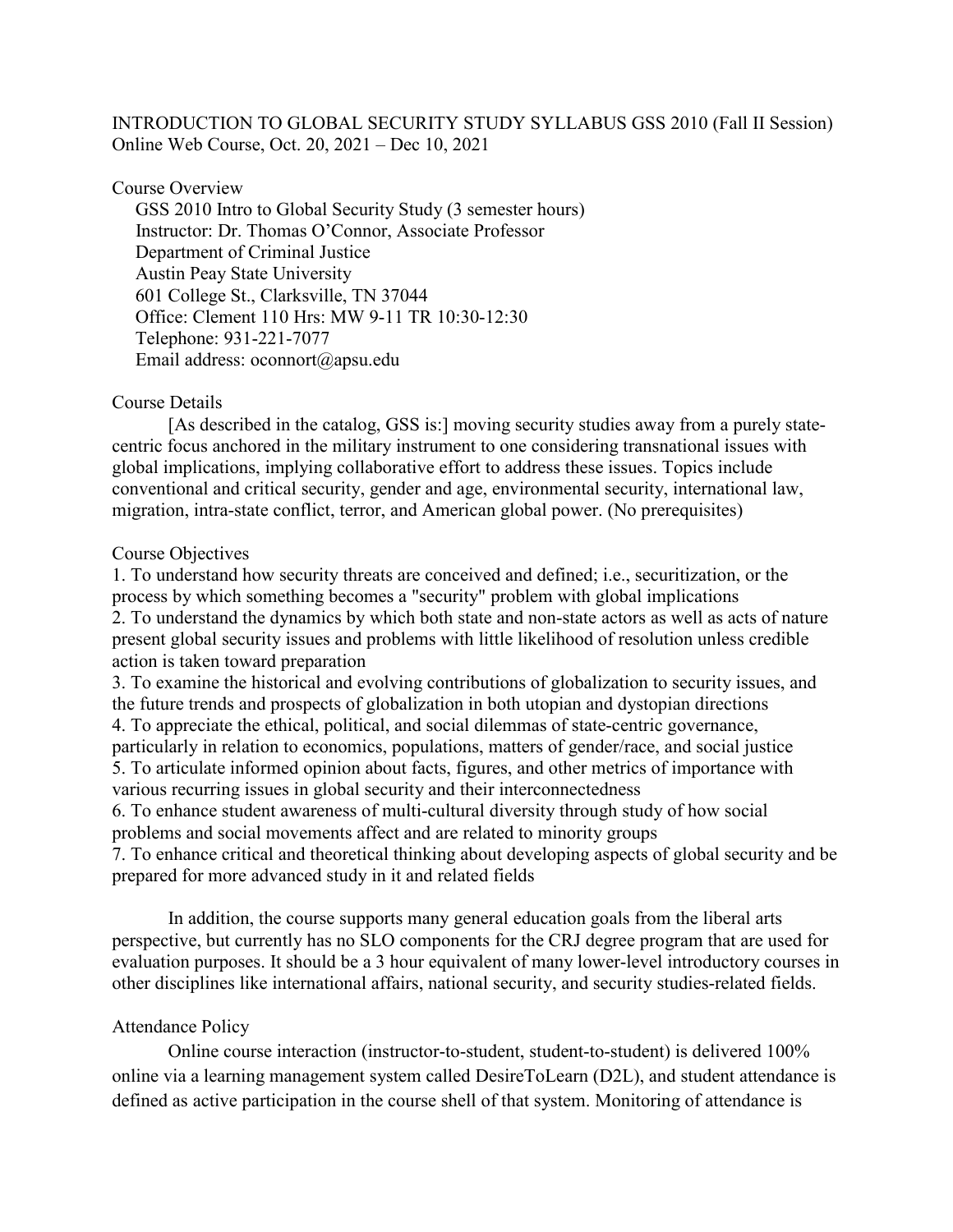# INTRODUCTION TO GLOBAL SECURITY STUDY SYLLABUS GSS 2010 (Fall II Session)

Online Web Course, Oct. 20, 2021 – Dec 10, 2021

## Course Overview

GSS 2010 Intro to Global Security Study (3 semester hours)
Instructor: Dr. Thomas O'Connor, Associate Professor
Department of Criminal Justice
Austin Peay State University
601 College St., Clarksville, TN 37044
Office: Clement 110 Hrs: MW 9-11 TR 10:30-12:30
Telephone: 931-221-7077
Email address: oconnort@apsu.edu

## Course Details

[As described in the catalog, GSS is:] moving security studies away from a purely state-centric focus anchored in the military instrument to one considering transnational issues with global implications, implying collaborative effort to address these issues. Topics include conventional and critical security, gender and age, environmental security, international law, migration, intra-state conflict, terror, and American global power. (No prerequisites)

## Course Objectives

1. To understand how security threats are conceived and defined; i.e., securitization, or the process by which something becomes a "security" problem with global implications
2. To understand the dynamics by which both state and non-state actors as well as acts of nature present global security issues and problems with little likelihood of resolution unless credible action is taken toward preparation
3. To examine the historical and evolving contributions of globalization to security issues, and the future trends and prospects of globalization in both utopian and dystopian directions
4. To appreciate the ethical, political, and social dilemmas of state-centric governance, particularly in relation to economics, populations, matters of gender/race, and social justice
5. To articulate informed opinion about facts, figures, and other metrics of importance with various recurring issues in global security and their interconnectedness
6. To enhance student awareness of multi-cultural diversity through study of how social problems and social movements affect and are related to minority groups
7. To enhance critical and theoretical thinking about developing aspects of global security and be prepared for more advanced study in it and related fields

In addition, the course supports many general education goals from the liberal arts perspective, but currently has no SLO components for the CRJ degree program that are used for evaluation purposes. It should be a 3 hour equivalent of many lower-level introductory courses in other disciplines like international affairs, national security, and security studies-related fields.

## Attendance Policy

Online course interaction (instructor-to-student, student-to-student) is delivered 100% online via a learning management system called DesireToLearn (D2L), and student attendance is defined as active participation in the course shell of that system. Monitoring of attendance is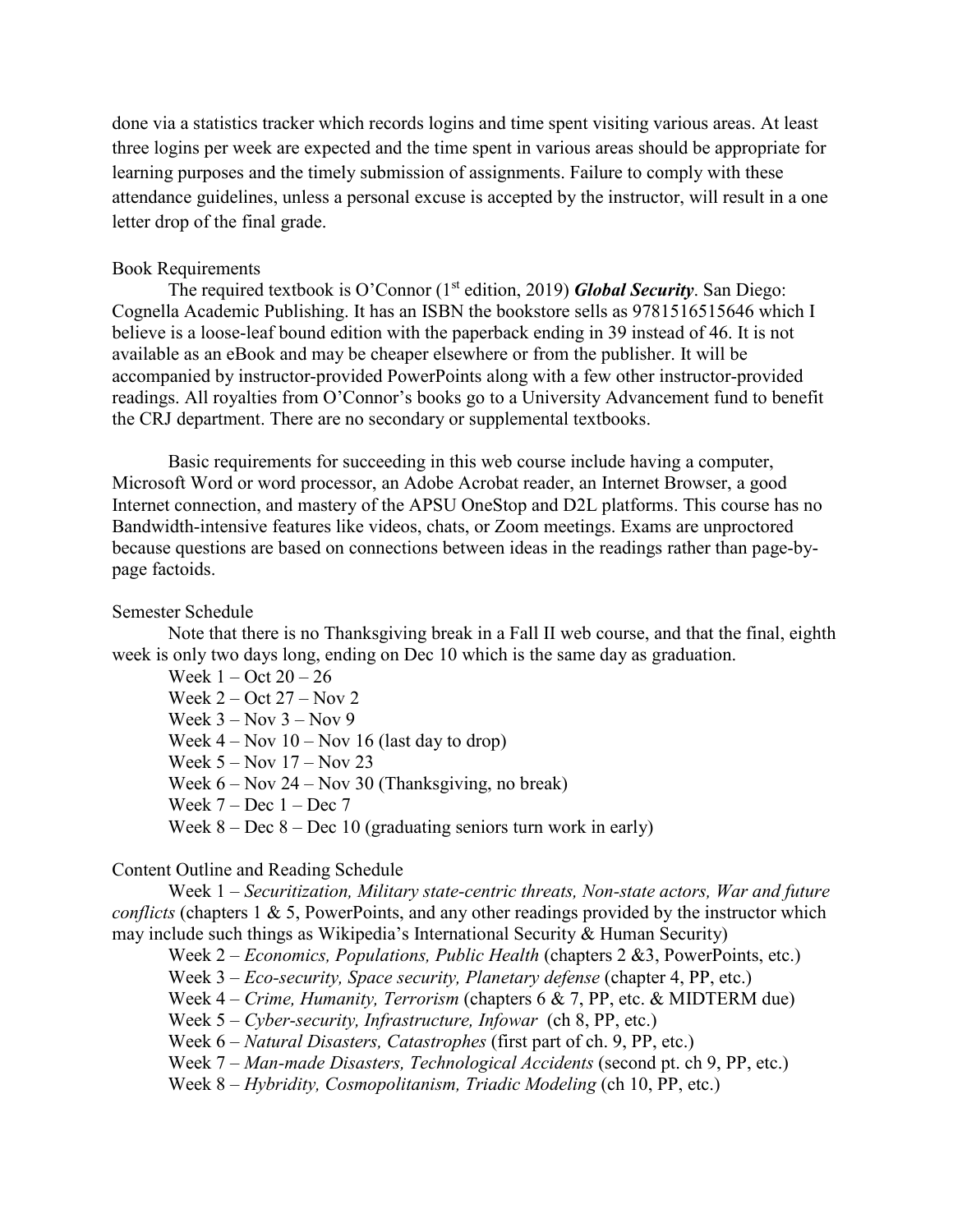done via a statistics tracker which records logins and time spent visiting various areas. At least three logins per week are expected and the time spent in various areas should be appropriate for learning purposes and the timely submission of assignments. Failure to comply with these attendance guidelines, unless a personal excuse is accepted by the instructor, will result in a one letter drop of the final grade.

## Book Requirements

The required textbook is O'Connor (1st edition, 2019) ***Global Security***. San Diego: Cognella Academic Publishing. It has an ISBN the bookstore sells as 9781516515646 which I believe is a loose-leaf bound edition with the paperback ending in 39 instead of 46. It is not available as an eBook and may be cheaper elsewhere or from the publisher. It will be accompanied by instructor-provided PowerPoints along with a few other instructor-provided readings. All royalties from O'Connor's books go to a University Advancement fund to benefit the CRJ department. There are no secondary or supplemental textbooks.

Basic requirements for succeeding in this web course include having a computer, Microsoft Word or word processor, an Adobe Acrobat reader, an Internet Browser, a good Internet connection, and mastery of the APSU OneStop and D2L platforms. This course has no Bandwidth-intensive features like videos, chats, or Zoom meetings. Exams are unproctored because questions are based on connections between ideas in the readings rather than page-by-page factoids.

## Semester Schedule

Note that there is no Thanksgiving break in a Fall II web course, and that the final, eighth week is only two days long, ending on Dec 10 which is the same day as graduation.

- Week 1 – Oct 20 – 26
- Week 2 – Oct 27 – Nov 2
- Week 3 – Nov 3 – Nov 9
- Week 4 – Nov 10 – Nov 16 (last day to drop)
- Week 5 – Nov 17 – Nov 23
- Week 6 – Nov 24 – Nov 30 (Thanksgiving, no break)
- Week 7 – Dec 1 – Dec 7
- Week 8 – Dec 8 – Dec 10 (graduating seniors turn work in early)

## Content Outline and Reading Schedule

- Week 1 – *Securitization, Military state-centric threats, Non-state actors, War and future conflicts* (chapters 1 & 5, PowerPoints, and any other readings provided by the instructor which may include such things as Wikipedia's International Security & Human Security)
- Week 2 – *Economics, Populations, Public Health* (chapters 2 &3, PowerPoints, etc.)
- Week 3 – *Eco-security, Space security, Planetary defense* (chapter 4, PP, etc.)
- Week 4 – *Crime, Humanity, Terrorism* (chapters 6 & 7, PP, etc. & MIDTERM due)
- Week 5 – *Cyber-security, Infrastructure, Infowar* (ch 8, PP, etc.)
- Week 6 – *Natural Disasters, Catastrophes* (first part of ch. 9, PP, etc.)
- Week 7 – *Man-made Disasters, Technological Accidents* (second pt. ch 9, PP, etc.)
- Week 8 – *Hybridity, Cosmopolitanism, Triadic Modeling* (ch 10, PP, etc.)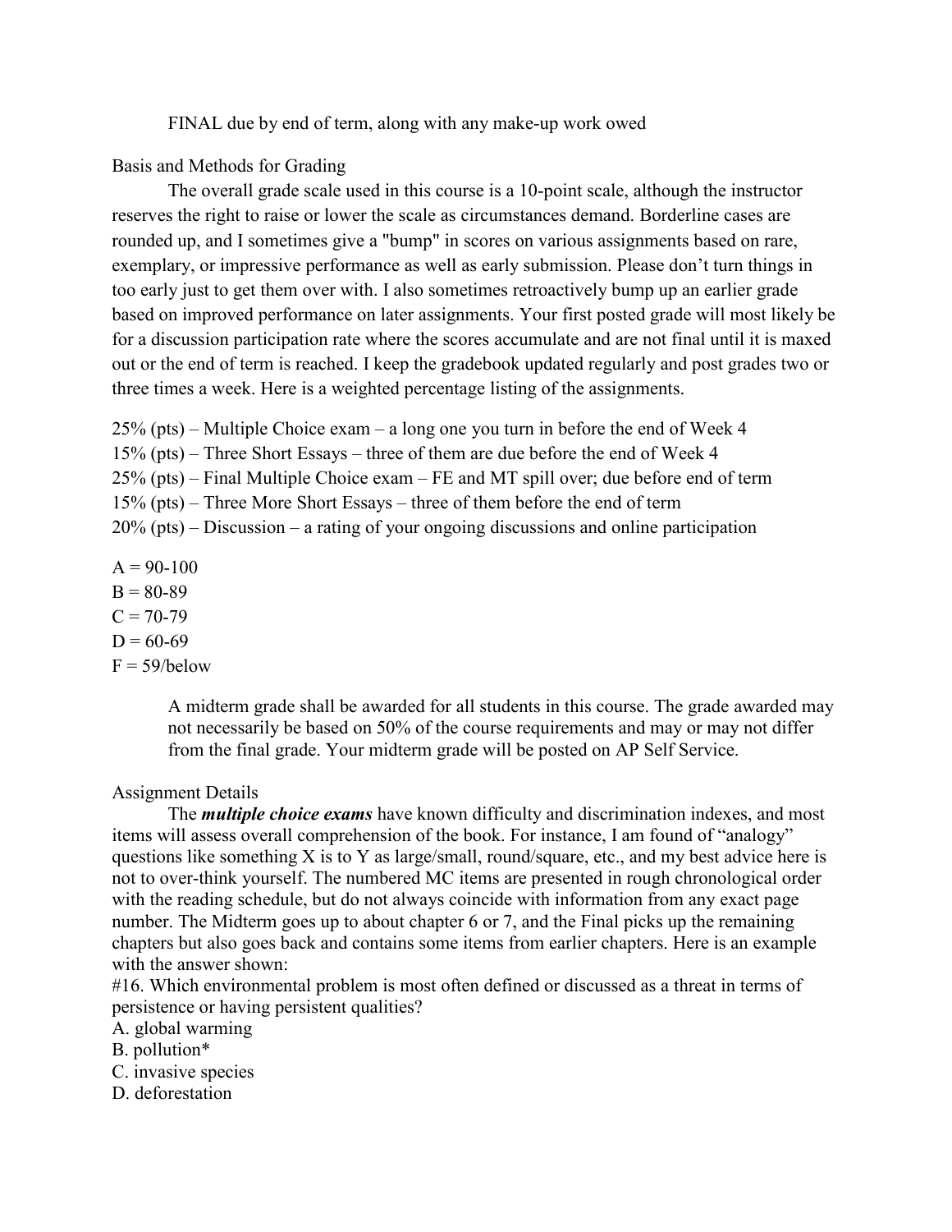FINAL due by end of term, along with any make-up work owed

## Basis and Methods for Grading

The overall grade scale used in this course is a 10-point scale, although the instructor reserves the right to raise or lower the scale as circumstances demand. Borderline cases are rounded up, and I sometimes give a "bump" in scores on various assignments based on rare, exemplary, or impressive performance as well as early submission. Please don't turn things in too early just to get them over with. I also sometimes retroactively bump up an earlier grade based on improved performance on later assignments. Your first posted grade will most likely be for a discussion participation rate where the scores accumulate and are not final until it is maxed out or the end of term is reached. I keep the gradebook updated regularly and post grades two or three times a week. Here is a weighted percentage listing of the assignments.

25% (pts) – Multiple Choice exam – a long one you turn in before the end of Week 4
15% (pts) – Three Short Essays – three of them are due before the end of Week 4
25% (pts) – Final Multiple Choice exam – FE and MT spill over; due before end of term
15% (pts) – Three More Short Essays – three of them before the end of term
20% (pts) – Discussion – a rating of your ongoing discussions and online participation

A = 90-100
B = 80-89
C = 70-79
D = 60-69
F = 59/below

> A midterm grade shall be awarded for all students in this course. The grade awarded may not necessarily be based on 50% of the course requirements and may or may not differ from the final grade. Your midterm grade will be posted on AP Self Service.

## Assignment Details

The ***multiple choice exams*** have known difficulty and discrimination indexes, and most items will assess overall comprehension of the book. For instance, I am found of "analogy" questions like something X is to Y as large/small, round/square, etc., and my best advice here is not to over-think yourself. The numbered MC items are presented in rough chronological order with the reading schedule, but do not always coincide with information from any exact page number. The Midterm goes up to about chapter 6 or 7, and the Final picks up the remaining chapters but also goes back and contains some items from earlier chapters. Here is an example with the answer shown:

#16. Which environmental problem is most often defined or discussed as a threat in terms of persistence or having persistent qualities?
A. global warming
B. pollution*
C. invasive species
D. deforestation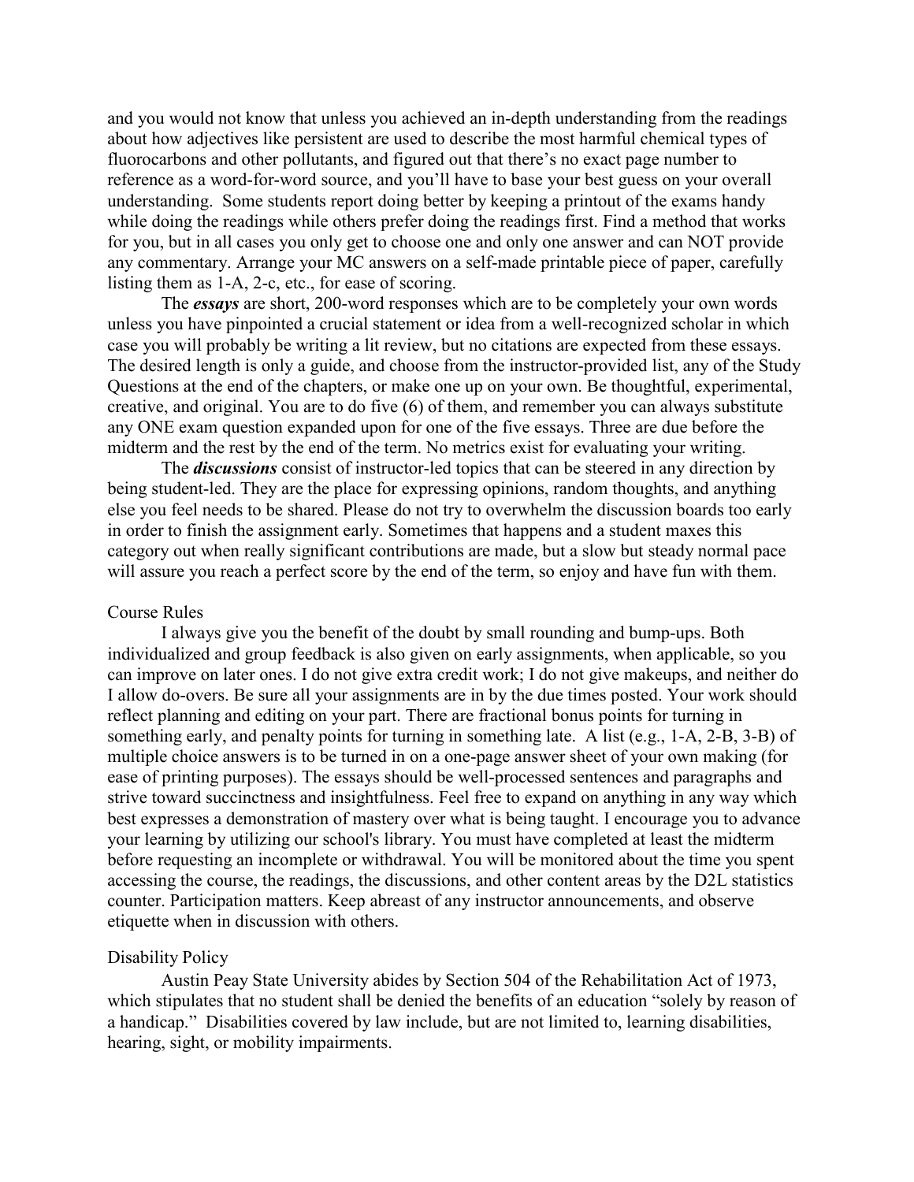and you would not know that unless you achieved an in-depth understanding from the readings about how adjectives like persistent are used to describe the most harmful chemical types of fluorocarbons and other pollutants, and figured out that there's no exact page number to reference as a word-for-word source, and you'll have to base your best guess on your overall understanding. Some students report doing better by keeping a printout of the exams handy while doing the readings while others prefer doing the readings first. Find a method that works for you, but in all cases you only get to choose one and only one answer and can NOT provide any commentary. Arrange your MC answers on a self-made printable piece of paper, carefully listing them as 1-A, 2-c, etc., for ease of scoring.

The ***essays*** are short, 200-word responses which are to be completely your own words unless you have pinpointed a crucial statement or idea from a well-recognized scholar in which case you will probably be writing a lit review, but no citations are expected from these essays. The desired length is only a guide, and choose from the instructor-provided list, any of the Study Questions at the end of the chapters, or make one up on your own. Be thoughtful, experimental, creative, and original. You are to do five (6) of them, and remember you can always substitute any ONE exam question expanded upon for one of the five essays. Three are due before the midterm and the rest by the end of the term. No metrics exist for evaluating your writing.

The ***discussions*** consist of instructor-led topics that can be steered in any direction by being student-led. They are the place for expressing opinions, random thoughts, and anything else you feel needs to be shared. Please do not try to overwhelm the discussion boards too early in order to finish the assignment early. Sometimes that happens and a student maxes this category out when really significant contributions are made, but a slow but steady normal pace will assure you reach a perfect score by the end of the term, so enjoy and have fun with them.

## Course Rules

I always give you the benefit of the doubt by small rounding and bump-ups. Both individualized and group feedback is also given on early assignments, when applicable, so you can improve on later ones. I do not give extra credit work; I do not give makeups, and neither do I allow do-overs. Be sure all your assignments are in by the due times posted. Your work should reflect planning and editing on your part. There are fractional bonus points for turning in something early, and penalty points for turning in something late. A list (e.g., 1-A, 2-B, 3-B) of multiple choice answers is to be turned in on a one-page answer sheet of your own making (for ease of printing purposes). The essays should be well-processed sentences and paragraphs and strive toward succinctness and insightfulness. Feel free to expand on anything in any way which best expresses a demonstration of mastery over what is being taught. I encourage you to advance your learning by utilizing our school's library. You must have completed at least the midterm before requesting an incomplete or withdrawal. You will be monitored about the time you spent accessing the course, the readings, the discussions, and other content areas by the D2L statistics counter. Participation matters. Keep abreast of any instructor announcements, and observe etiquette when in discussion with others.

## Disability Policy

Austin Peay State University abides by Section 504 of the Rehabilitation Act of 1973, which stipulates that no student shall be denied the benefits of an education "solely by reason of a handicap." Disabilities covered by law include, but are not limited to, learning disabilities, hearing, sight, or mobility impairments.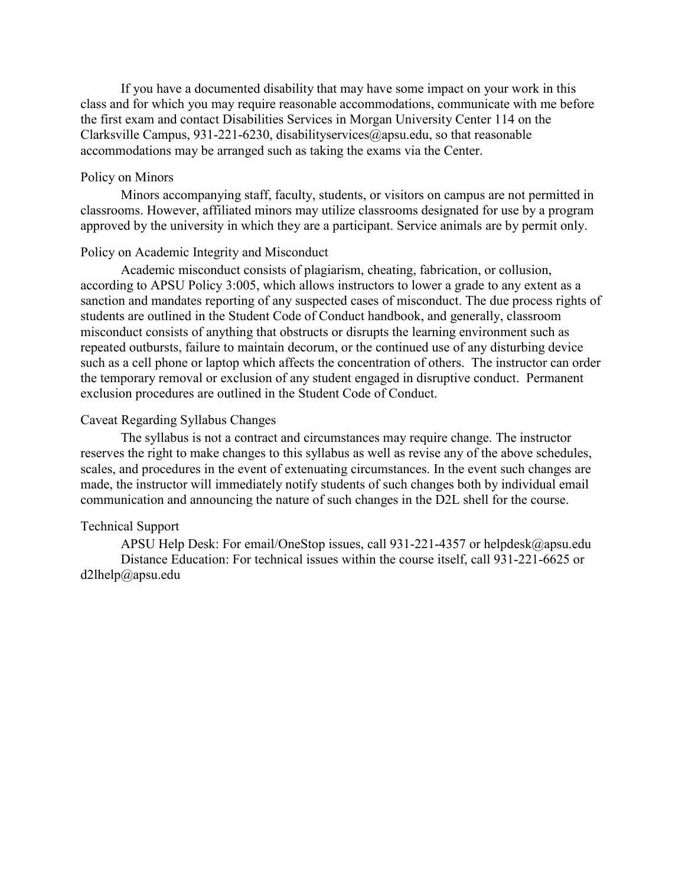If you have a documented disability that may have some impact on your work in this class and for which you may require reasonable accommodations, communicate with me before the first exam and contact Disabilities Services in Morgan University Center 114 on the Clarksville Campus, 931-221-6230, disabilityservices@apsu.edu, so that reasonable accommodations may be arranged such as taking the exams via the Center.

### Policy on Minors

Minors accompanying staff, faculty, students, or visitors on campus are not permitted in classrooms. However, affiliated minors may utilize classrooms designated for use by a program approved by the university in which they are a participant. Service animals are by permit only.

### Policy on Academic Integrity and Misconduct

Academic misconduct consists of plagiarism, cheating, fabrication, or collusion, according to APSU Policy 3:005, which allows instructors to lower a grade to any extent as a sanction and mandates reporting of any suspected cases of misconduct. The due process rights of students are outlined in the Student Code of Conduct handbook, and generally, classroom misconduct consists of anything that obstructs or disrupts the learning environment such as repeated outbursts, failure to maintain decorum, or the continued use of any disturbing device such as a cell phone or laptop which affects the concentration of others. The instructor can order the temporary removal or exclusion of any student engaged in disruptive conduct. Permanent exclusion procedures are outlined in the Student Code of Conduct.

### Caveat Regarding Syllabus Changes

The syllabus is not a contract and circumstances may require change. The instructor reserves the right to make changes to this syllabus as well as revise any of the above schedules, scales, and procedures in the event of extenuating circumstances. In the event such changes are made, the instructor will immediately notify students of such changes both by individual email communication and announcing the nature of such changes in the D2L shell for the course.

### Technical Support

APSU Help Desk: For email/OneStop issues, call 931-221-4357 or helpdesk@apsu.edu

Distance Education: For technical issues within the course itself, call 931-221-6625 or d2lhelp@apsu.edu